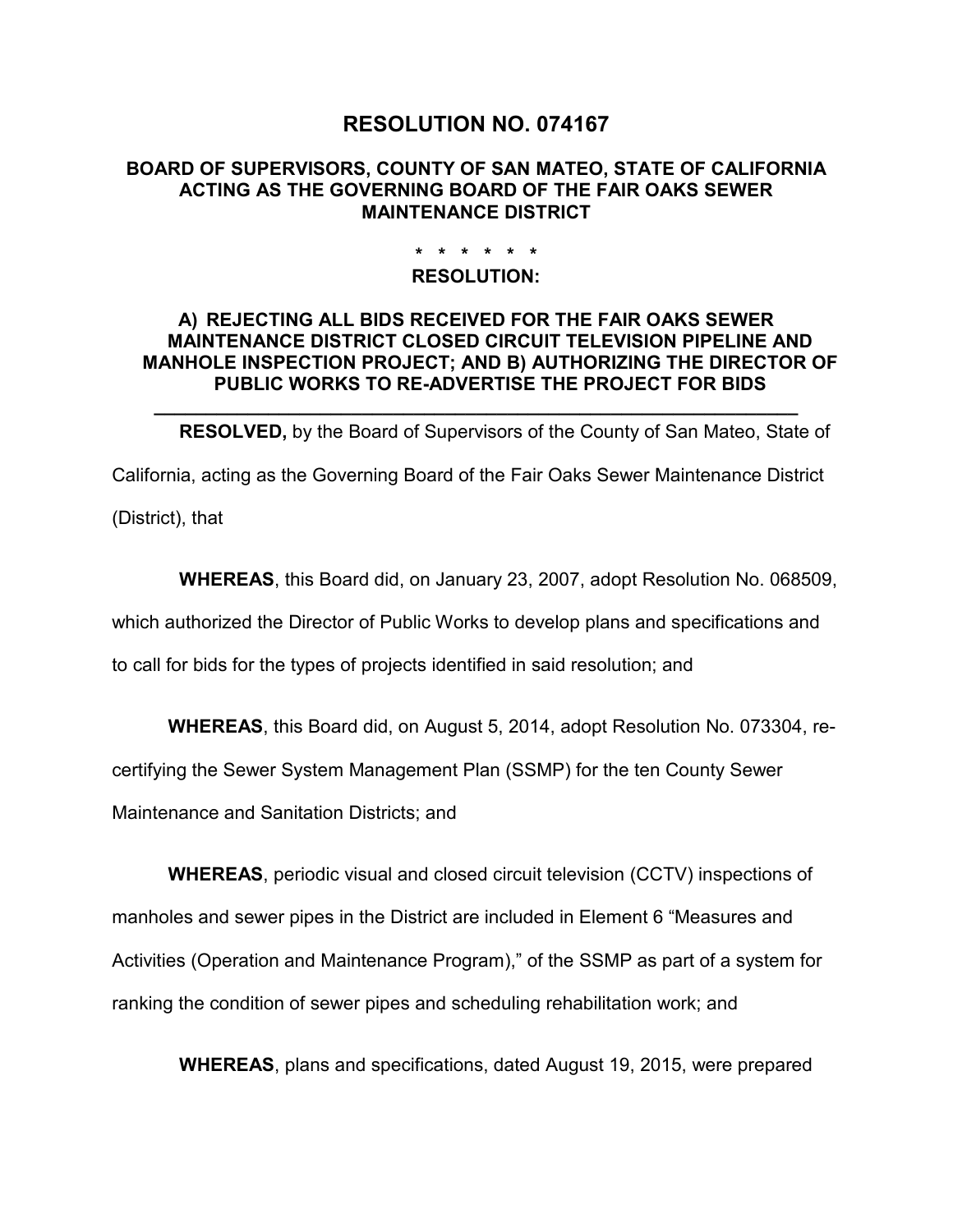# RESOLUTION NO. 074167

## BOARD OF SUPERVISORS, COUNTY OF SAN MATEO, STATE OF CALIFORNIA ACTING AS THE GOVERNING BOARD OF THE FAIR OAKS SEWER MAINTENANCE DISTRICT

\* \* \* \* \* \*

**RESOLUTION:**

**A) REJECTING ALL BIDS RECEIVED FOR THE FAIR OAKS SEWER MAINTENANCE DISTRICT CLOSED CIRCUIT TELEVISION PIPELINE AND MANHOLE INSPECTION PROJECT; AND B) AUTHORIZING THE DIRECTOR OF PUBLIC WORKS TO RE-ADVERTISE THE PROJECT FOR BIDS**

---

**RESOLVED,** by the Board of Supervisors of the County of San Mateo, State of California, acting as the Governing Board of the Fair Oaks Sewer Maintenance District (District), that

**WHEREAS**, this Board did, on January 23, 2007, adopt Resolution No. 068509, which authorized the Director of Public Works to develop plans and specifications and to call for bids for the types of projects identified in said resolution; and

**WHEREAS**, this Board did, on August 5, 2014, adopt Resolution No. 073304, re-certifying the Sewer System Management Plan (SSMP) for the ten County Sewer Maintenance and Sanitation Districts; and

**WHEREAS**, periodic visual and closed circuit television (CCTV) inspections of manholes and sewer pipes in the District are included in Element 6 “Measures and Activities (Operation and Maintenance Program),” of the SSMP as part of a system for ranking the condition of sewer pipes and scheduling rehabilitation work; and

**WHEREAS**, plans and specifications, dated August 19, 2015, were prepared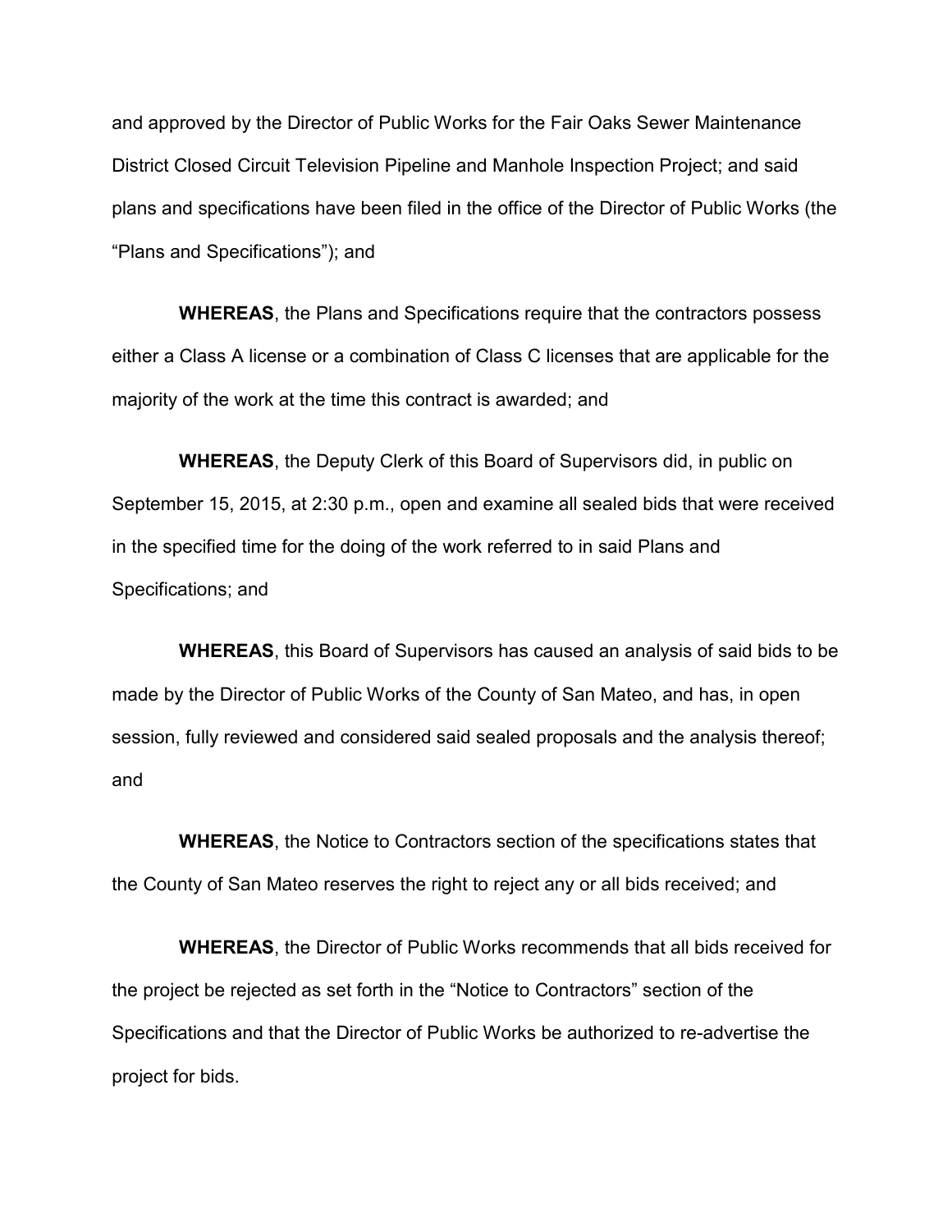and approved by the Director of Public Works for the Fair Oaks Sewer Maintenance District Closed Circuit Television Pipeline and Manhole Inspection Project; and said plans and specifications have been filed in the office of the Director of Public Works (the "Plans and Specifications"); and

**WHEREAS**, the Plans and Specifications require that the contractors possess either a Class A license or a combination of Class C licenses that are applicable for the majority of the work at the time this contract is awarded; and

**WHEREAS**, the Deputy Clerk of this Board of Supervisors did, in public on September 15, 2015, at 2:30 p.m., open and examine all sealed bids that were received in the specified time for the doing of the work referred to in said Plans and Specifications; and

**WHEREAS**, this Board of Supervisors has caused an analysis of said bids to be made by the Director of Public Works of the County of San Mateo, and has, in open session, fully reviewed and considered said sealed proposals and the analysis thereof; and

**WHEREAS**, the Notice to Contractors section of the specifications states that the County of San Mateo reserves the right to reject any or all bids received; and

**WHEREAS**, the Director of Public Works recommends that all bids received for the project be rejected as set forth in the "Notice to Contractors" section of the Specifications and that the Director of Public Works be authorized to re-advertise the project for bids.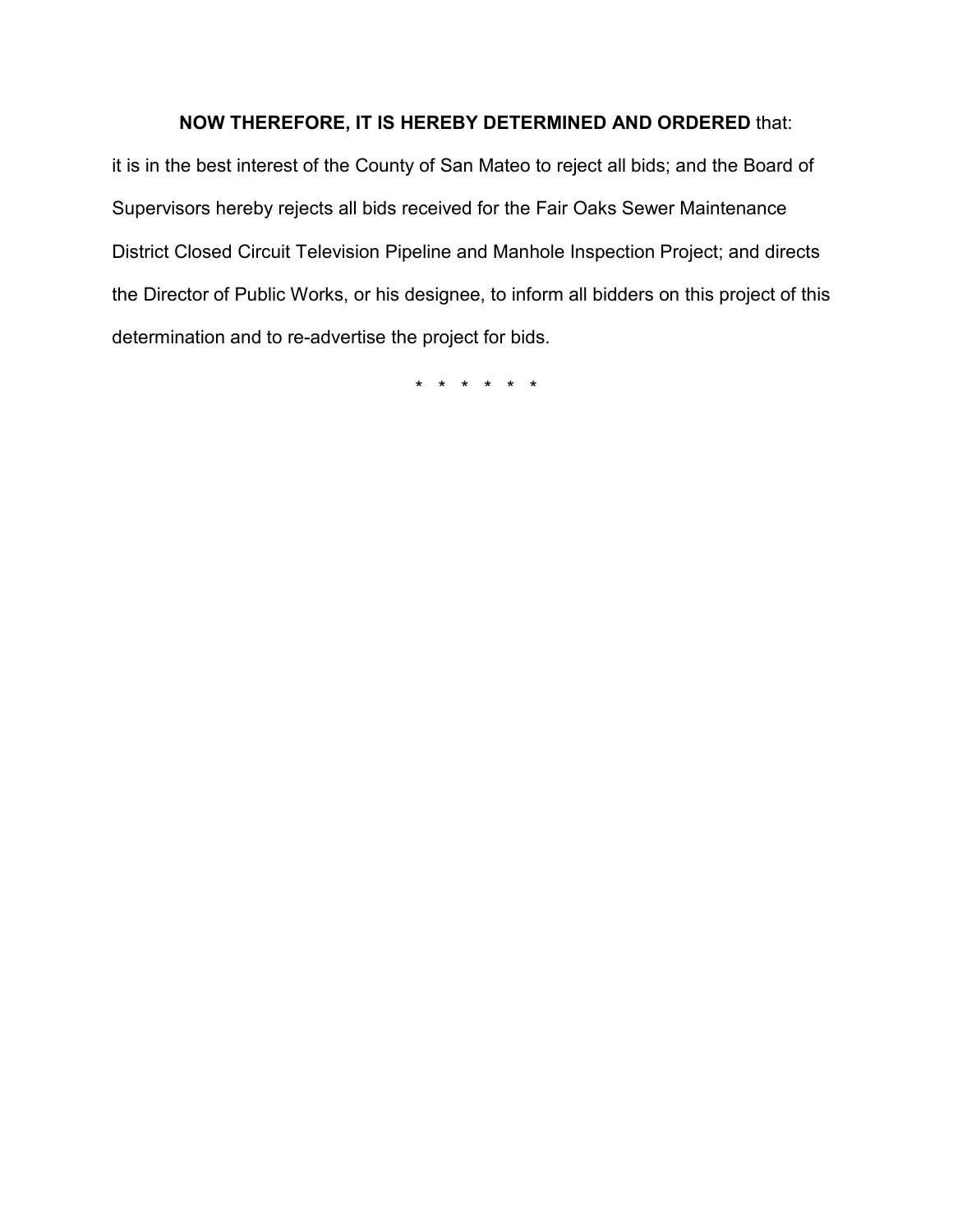**NOW THEREFORE, IT IS HEREBY DETERMINED AND ORDERED** that:

it is in the best interest of the County of San Mateo to reject all bids; and the Board of Supervisors hereby rejects all bids received for the Fair Oaks Sewer Maintenance District Closed Circuit Television Pipeline and Manhole Inspection Project; and directs the Director of Public Works, or his designee, to inform all bidders on this project of this determination and to re-advertise the project for bids.

\* \* \* \* \* \*